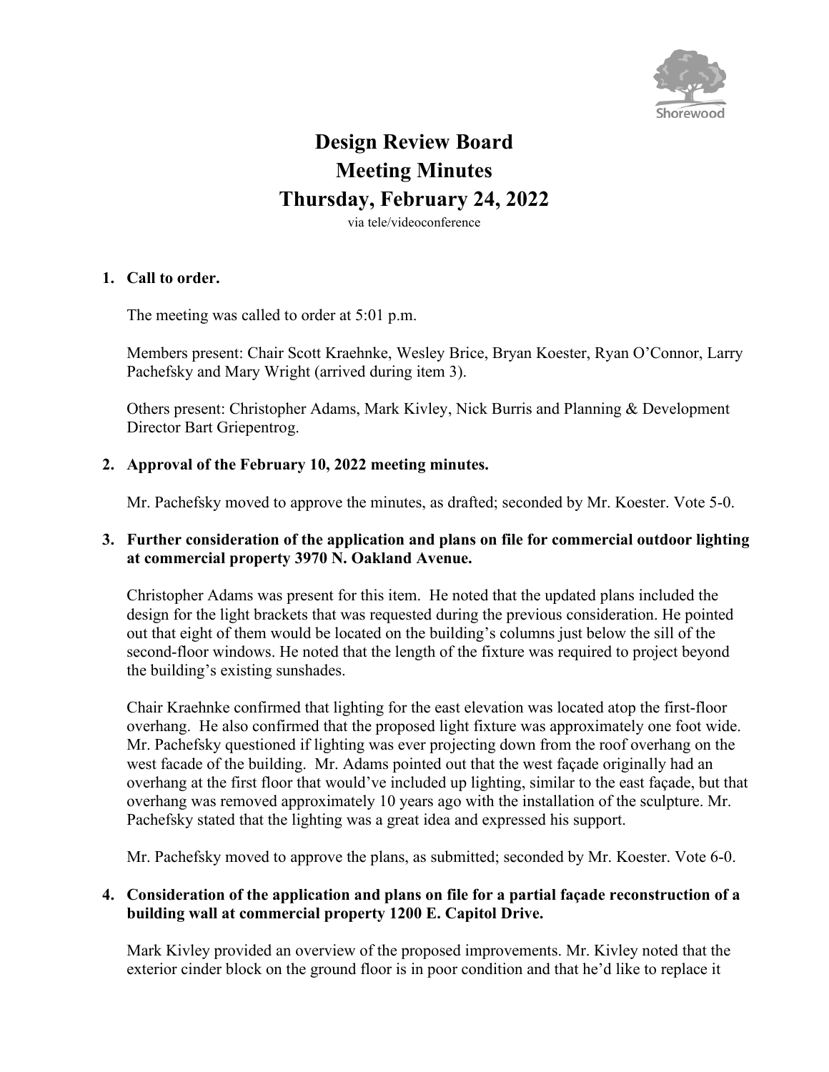# Design Review Board
# Meeting Minutes
# Thursday, February 24, 2022

via tele/videoconference

**1. Call to order.**

The meeting was called to order at 5:01 p.m.

Members present: Chair Scott Kraehnke, Wesley Brice, Bryan Koester, Ryan O'Connor, Larry Pachefsky and Mary Wright (arrived during item 3).

Others present: Christopher Adams, Mark Kivley, Nick Burris and Planning & Development Director Bart Griepentrog.

**2. Approval of the February 10, 2022 meeting minutes.**

Mr. Pachefsky moved to approve the minutes, as drafted; seconded by Mr. Koester. Vote 5-0.

**3. Further consideration of the application and plans on file for commercial outdoor lighting at commercial property 3970 N. Oakland Avenue.**

Christopher Adams was present for this item. He noted that the updated plans included the design for the light brackets that was requested during the previous consideration. He pointed out that eight of them would be located on the building's columns just below the sill of the second-floor windows. He noted that the length of the fixture was required to project beyond the building's existing sunshades.

Chair Kraehnke confirmed that lighting for the east elevation was located atop the first-floor overhang. He also confirmed that the proposed light fixture was approximately one foot wide. Mr. Pachefsky questioned if lighting was ever projecting down from the roof overhang on the west facade of the building. Mr. Adams pointed out that the west façade originally had an overhang at the first floor that would've included up lighting, similar to the east façade, but that overhang was removed approximately 10 years ago with the installation of the sculpture. Mr. Pachefsky stated that the lighting was a great idea and expressed his support.

Mr. Pachefsky moved to approve the plans, as submitted; seconded by Mr. Koester. Vote 6-0.

**4. Consideration of the application and plans on file for a partial façade reconstruction of a building wall at commercial property 1200 E. Capitol Drive.**

Mark Kivley provided an overview of the proposed improvements. Mr. Kivley noted that the exterior cinder block on the ground floor is in poor condition and that he'd like to replace it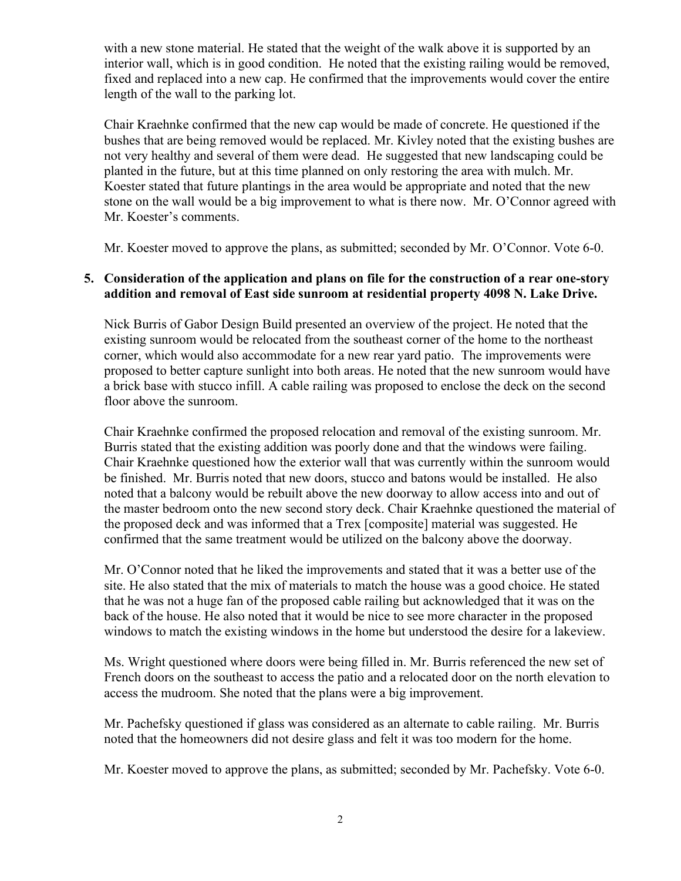with a new stone material. He stated that the weight of the walk above it is supported by an interior wall, which is in good condition. He noted that the existing railing would be removed, fixed and replaced into a new cap. He confirmed that the improvements would cover the entire length of the wall to the parking lot.

Chair Kraehnke confirmed that the new cap would be made of concrete. He questioned if the bushes that are being removed would be replaced. Mr. Kivley noted that the existing bushes are not very healthy and several of them were dead. He suggested that new landscaping could be planted in the future, but at this time planned on only restoring the area with mulch. Mr. Koester stated that future plantings in the area would be appropriate and noted that the new stone on the wall would be a big improvement to what is there now. Mr. O'Connor agreed with Mr. Koester's comments.

Mr. Koester moved to approve the plans, as submitted; seconded by Mr. O'Connor. Vote 6-0.

5. **Consideration of the application and plans on file for the construction of a rear one-story addition and removal of East side sunroom at residential property 4098 N. Lake Drive.**

Nick Burris of Gabor Design Build presented an overview of the project. He noted that the existing sunroom would be relocated from the southeast corner of the home to the northeast corner, which would also accommodate for a new rear yard patio. The improvements were proposed to better capture sunlight into both areas. He noted that the new sunroom would have a brick base with stucco infill. A cable railing was proposed to enclose the deck on the second floor above the sunroom.

Chair Kraehnke confirmed the proposed relocation and removal of the existing sunroom. Mr. Burris stated that the existing addition was poorly done and that the windows were failing. Chair Kraehnke questioned how the exterior wall that was currently within the sunroom would be finished. Mr. Burris noted that new doors, stucco and batons would be installed. He also noted that a balcony would be rebuilt above the new doorway to allow access into and out of the master bedroom onto the new second story deck. Chair Kraehnke questioned the material of the proposed deck and was informed that a Trex [composite] material was suggested. He confirmed that the same treatment would be utilized on the balcony above the doorway.

Mr. O'Connor noted that he liked the improvements and stated that it was a better use of the site. He also stated that the mix of materials to match the house was a good choice. He stated that he was not a huge fan of the proposed cable railing but acknowledged that it was on the back of the house. He also noted that it would be nice to see more character in the proposed windows to match the existing windows in the home but understood the desire for a lakeview.

Ms. Wright questioned where doors were being filled in. Mr. Burris referenced the new set of French doors on the southeast to access the patio and a relocated door on the north elevation to access the mudroom. She noted that the plans were a big improvement.

Mr. Pachefsky questioned if glass was considered as an alternate to cable railing. Mr. Burris noted that the homeowners did not desire glass and felt it was too modern for the home.

Mr. Koester moved to approve the plans, as submitted; seconded by Mr. Pachefsky. Vote 6-0.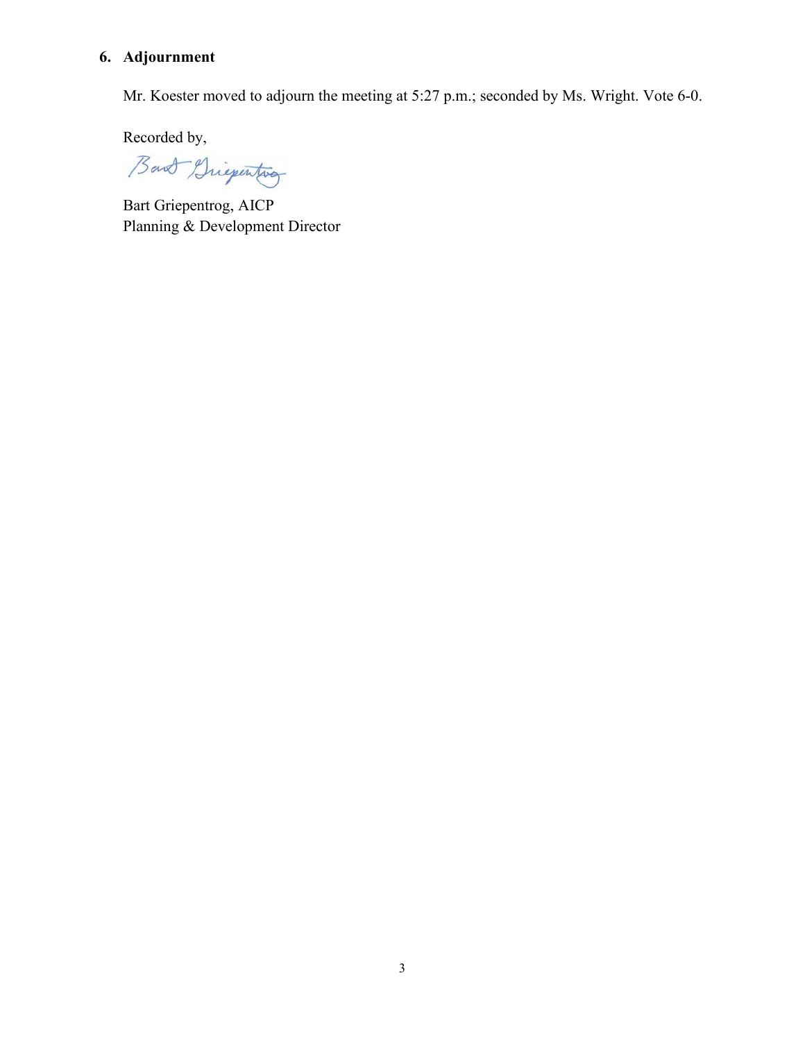## 6. Adjournment

Mr. Koester moved to adjourn the meeting at 5:27 p.m.; seconded by Ms. Wright. Vote 6-0.

Recorded by,

Bart Griepentrog

Bart Griepentrog, AICP
Planning & Development Director